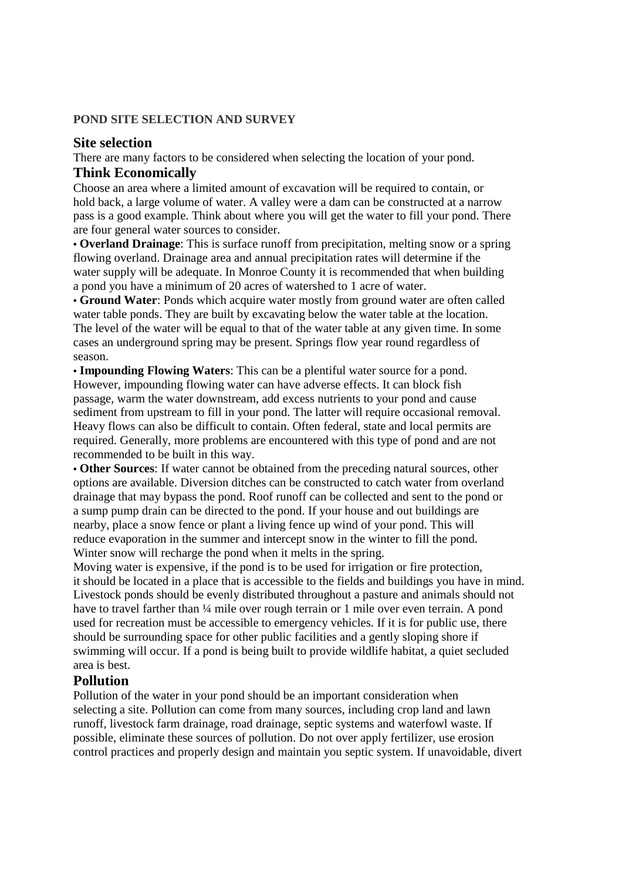**POND SITE SELECTION AND SURVEY**

## Site selection

There are many factors to be considered when selecting the location of your pond.

## Think Economically

Choose an area where a limited amount of excavation will be required to contain, or hold back, a large volume of water. A valley were a dam can be constructed at a narrow pass is a good example. Think about where you will get the water to fill your pond. There are four general water sources to consider.

• **Overland Drainage**: This is surface runoff from precipitation, melting snow or a spring flowing overland. Drainage area and annual precipitation rates will determine if the water supply will be adequate. In Monroe County it is recommended that when building a pond you have a minimum of 20 acres of watershed to 1 acre of water.

• **Ground Water**: Ponds which acquire water mostly from ground water are often called water table ponds. They are built by excavating below the water table at the location. The level of the water will be equal to that of the water table at any given time. In some cases an underground spring may be present. Springs flow year round regardless of season.

• **Impounding Flowing Waters**: This can be a plentiful water source for a pond. However, impounding flowing water can have adverse effects. It can block fish passage, warm the water downstream, add excess nutrients to your pond and cause sediment from upstream to fill in your pond. The latter will require occasional removal. Heavy flows can also be difficult to contain. Often federal, state and local permits are required. Generally, more problems are encountered with this type of pond and are not recommended to be built in this way.

• **Other Sources**: If water cannot be obtained from the preceding natural sources, other options are available. Diversion ditches can be constructed to catch water from overland drainage that may bypass the pond. Roof runoff can be collected and sent to the pond or a sump pump drain can be directed to the pond. If your house and out buildings are nearby, place a snow fence or plant a living fence up wind of your pond. This will reduce evaporation in the summer and intercept snow in the winter to fill the pond. Winter snow will recharge the pond when it melts in the spring.

Moving water is expensive, if the pond is to be used for irrigation or fire protection, it should be located in a place that is accessible to the fields and buildings you have in mind. Livestock ponds should be evenly distributed throughout a pasture and animals should not have to travel farther than ¼ mile over rough terrain or 1 mile over even terrain. A pond used for recreation must be accessible to emergency vehicles. If it is for public use, there should be surrounding space for other public facilities and a gently sloping shore if swimming will occur. If a pond is being built to provide wildlife habitat, a quiet secluded area is best.

## Pollution

Pollution of the water in your pond should be an important consideration when selecting a site. Pollution can come from many sources, including crop land and lawn runoff, livestock farm drainage, road drainage, septic systems and waterfowl waste. If possible, eliminate these sources of pollution. Do not over apply fertilizer, use erosion control practices and properly design and maintain you septic system. If unavoidable, divert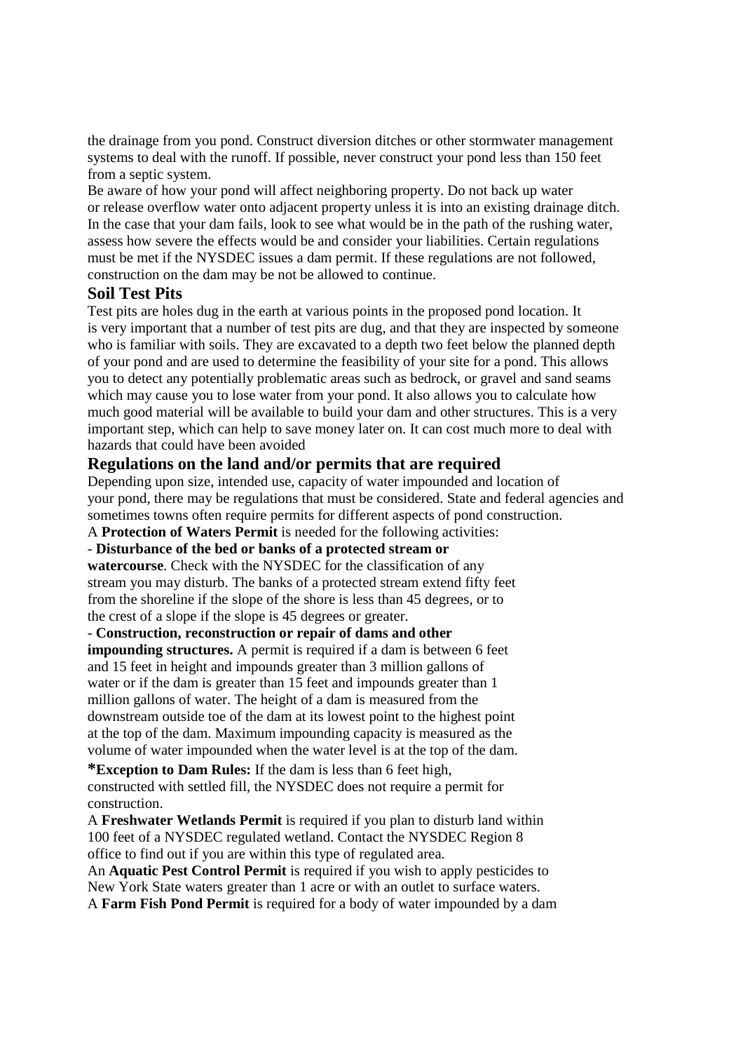the drainage from you pond. Construct diversion ditches or other stormwater management systems to deal with the runoff. If possible, never construct your pond less than 150 feet from a septic system.

Be aware of how your pond will affect neighboring property. Do not back up water or release overflow water onto adjacent property unless it is into an existing drainage ditch. In the case that your dam fails, look to see what would be in the path of the rushing water, assess how severe the effects would be and consider your liabilities. Certain regulations must be met if the NYSDEC issues a dam permit. If these regulations are not followed, construction on the dam may be not be allowed to continue.

### Soil Test Pits

Test pits are holes dug in the earth at various points in the proposed pond location. It is very important that a number of test pits are dug, and that they are inspected by someone who is familiar with soils. They are excavated to a depth two feet below the planned depth of your pond and are used to determine the feasibility of your site for a pond. This allows you to detect any potentially problematic areas such as bedrock, or gravel and sand seams which may cause you to lose water from your pond. It also allows you to calculate how much good material will be available to build your dam and other structures. This is a very important step, which can help to save money later on. It can cost much more to deal with hazards that could have been avoided

### Regulations on the land and/or permits that are required

Depending upon size, intended use, capacity of water impounded and location of your pond, there may be regulations that must be considered. State and federal agencies and sometimes towns often require permits for different aspects of pond construction.

A **Protection of Waters Permit** is needed for the following activities:

- **Disturbance of the bed or banks of a protected stream or watercourse**. Check with the NYSDEC for the classification of any stream you may disturb. The banks of a protected stream extend fifty feet from the shoreline if the slope of the shore is less than 45 degrees, or to the crest of a slope if the slope is 45 degrees or greater.
- **Construction, reconstruction or repair of dams and other impounding structures.** A permit is required if a dam is between 6 feet and 15 feet in height and impounds greater than 3 million gallons of water or if the dam is greater than 15 feet and impounds greater than 1 million gallons of water. The height of a dam is measured from the downstream outside toe of the dam at its lowest point to the highest point at the top of the dam. Maximum impounding capacity is measured as the volume of water impounded when the water level is at the top of the dam.

***Exception to Dam Rules:** If the dam is less than 6 feet high, constructed with settled fill, the NYSDEC does not require a permit for construction.

A **Freshwater Wetlands Permit** is required if you plan to disturb land within 100 feet of a NYSDEC regulated wetland. Contact the NYSDEC Region 8 office to find out if you are within this type of regulated area.

An **Aquatic Pest Control Permit** is required if you wish to apply pesticides to New York State waters greater than 1 acre or with an outlet to surface waters.

A **Farm Fish Pond Permit** is required for a body of water impounded by a dam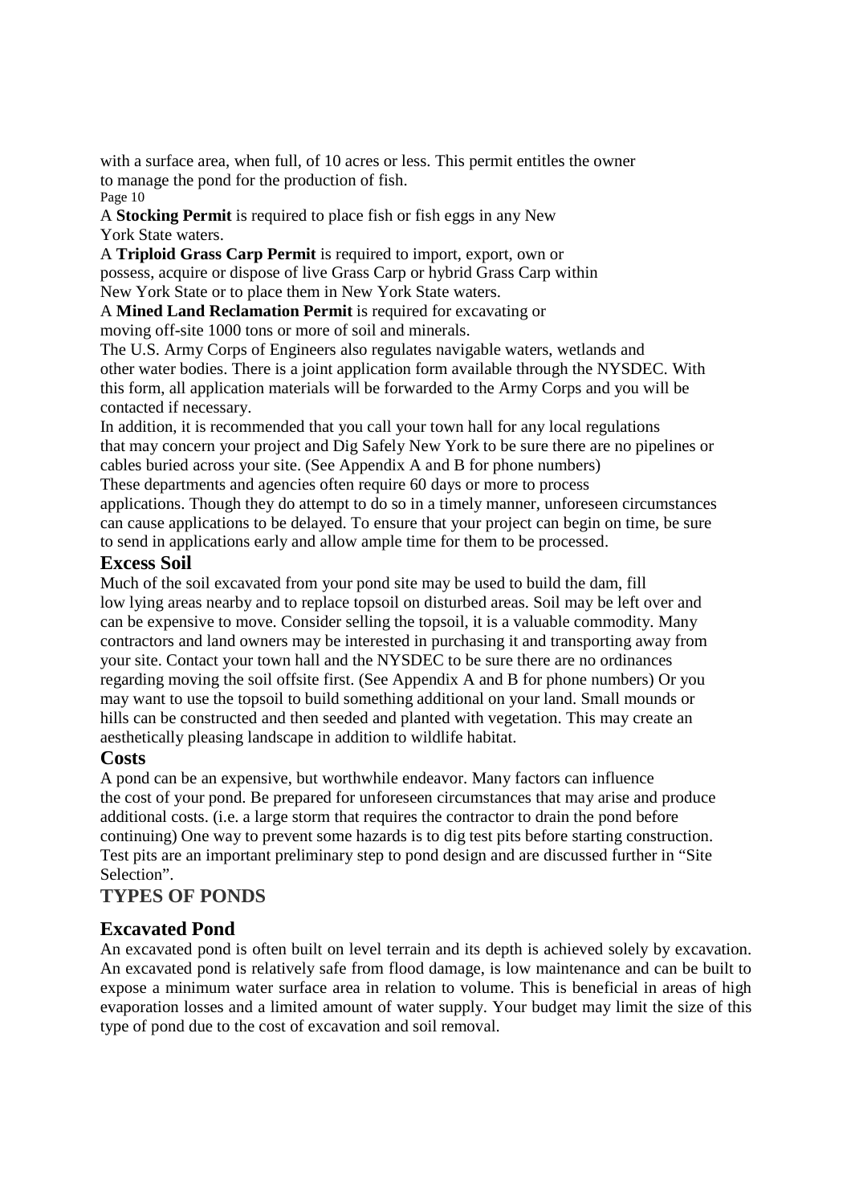with a surface area, when full, of 10 acres or less. This permit entitles the owner to manage the pond for the production of fish.

A **Stocking Permit** is required to place fish or fish eggs in any New York State waters.

A **Triploid Grass Carp Permit** is required to import, export, own or possess, acquire or dispose of live Grass Carp or hybrid Grass Carp within New York State or to place them in New York State waters.

A **Mined Land Reclamation Permit** is required for excavating or moving off-site 1000 tons or more of soil and minerals.

The U.S. Army Corps of Engineers also regulates navigable waters, wetlands and other water bodies. There is a joint application form available through the NYSDEC. With this form, all application materials will be forwarded to the Army Corps and you will be contacted if necessary.

In addition, it is recommended that you call your town hall for any local regulations that may concern your project and Dig Safely New York to be sure there are no pipelines or cables buried across your site. (See Appendix A and B for phone numbers)

These departments and agencies often require 60 days or more to process applications. Though they do attempt to do so in a timely manner, unforeseen circumstances can cause applications to be delayed. To ensure that your project can begin on time, be sure to send in applications early and allow ample time for them to be processed.

### Excess Soil

Much of the soil excavated from your pond site may be used to build the dam, fill low lying areas nearby and to replace topsoil on disturbed areas. Soil may be left over and can be expensive to move. Consider selling the topsoil, it is a valuable commodity. Many contractors and land owners may be interested in purchasing it and transporting away from your site. Contact your town hall and the NYSDEC to be sure there are no ordinances regarding moving the soil offsite first. (See Appendix A and B for phone numbers) Or you may want to use the topsoil to build something additional on your land. Small mounds or hills can be constructed and then seeded and planted with vegetation. This may create an aesthetically pleasing landscape in addition to wildlife habitat.

### Costs

A pond can be an expensive, but worthwhile endeavor. Many factors can influence the cost of your pond. Be prepared for unforeseen circumstances that may arise and produce additional costs. (i.e. a large storm that requires the contractor to drain the pond before continuing) One way to prevent some hazards is to dig test pits before starting construction. Test pits are an important preliminary step to pond design and are discussed further in "Site Selection".

## TYPES OF PONDS

### Excavated Pond

An excavated pond is often built on level terrain and its depth is achieved solely by excavation. An excavated pond is relatively safe from flood damage, is low maintenance and can be built to expose a minimum water surface area in relation to volume. This is beneficial in areas of high evaporation losses and a limited amount of water supply. Your budget may limit the size of this type of pond due to the cost of excavation and soil removal.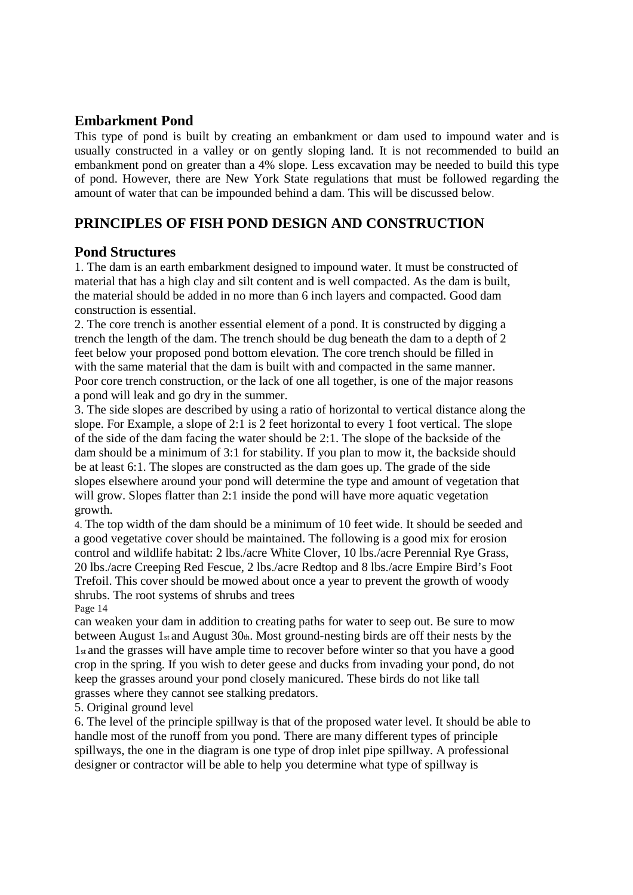## Embarkment Pond

This type of pond is built by creating an embankment or dam used to impound water and is usually constructed in a valley or on gently sloping land. It is not recommended to build an embankment pond on greater than a 4% slope. Less excavation may be needed to build this type of pond. However, there are New York State regulations that must be followed regarding the amount of water that can be impounded behind a dam. This will be discussed below.

## PRINCIPLES OF FISH POND DESIGN AND CONSTRUCTION

## Pond Structures

1. The dam is an earth embarkment designed to impound water. It must be constructed of material that has a high clay and silt content and is well compacted. As the dam is built, the material should be added in no more than 6 inch layers and compacted. Good dam construction is essential.
2. The core trench is another essential element of a pond. It is constructed by digging a trench the length of the dam. The trench should be dug beneath the dam to a depth of 2 feet below your proposed pond bottom elevation. The core trench should be filled in with the same material that the dam is built with and compacted in the same manner. Poor core trench construction, or the lack of one all together, is one of the major reasons a pond will leak and go dry in the summer.
3. The side slopes are described by using a ratio of horizontal to vertical distance along the slope. For Example, a slope of 2:1 is 2 feet horizontal to every 1 foot vertical. The slope of the side of the dam facing the water should be 2:1. The slope of the backside of the dam should be a minimum of 3:1 for stability. If you plan to mow it, the backside should be at least 6:1. The slopes are constructed as the dam goes up. The grade of the side slopes elsewhere around your pond will determine the type and amount of vegetation that will grow. Slopes flatter than 2:1 inside the pond will have more aquatic vegetation growth.
4. The top width of the dam should be a minimum of 10 feet wide. It should be seeded and a good vegetative cover should be maintained. The following is a good mix for erosion control and wildlife habitat: 2 lbs./acre White Clover, 10 lbs./acre Perennial Rye Grass, 20 lbs./acre Creeping Red Fescue, 2 lbs./acre Redtop and 8 lbs./acre Empire Bird's Foot Trefoil. This cover should be mowed about once a year to prevent the growth of woody shrubs. The root systems of shrubs and trees can weaken your dam in addition to creating paths for water to seep out. Be sure to mow between August 1st and August 30th. Most ground-nesting birds are off their nests by the 1st and the grasses will have ample time to recover before winter so that you have a good crop in the spring. If you wish to deter geese and ducks from invading your pond, do not keep the grasses around your pond closely manicured. These birds do not like tall grasses where they cannot see stalking predators.
5. Original ground level
6. The level of the principle spillway is that of the proposed water level. It should be able to handle most of the runoff from you pond. There are many different types of principle spillways, the one in the diagram is one type of drop inlet pipe spillway. A professional designer or contractor will be able to help you determine what type of spillway is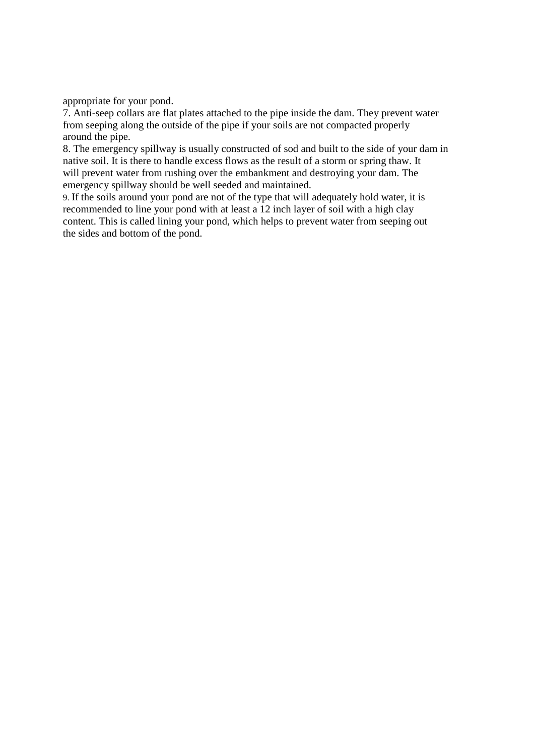appropriate for your pond.

7. Anti-seep collars are flat plates attached to the pipe inside the dam. They prevent water from seeping along the outside of the pipe if your soils are not compacted properly around the pipe.

8. The emergency spillway is usually constructed of sod and built to the side of your dam in native soil. It is there to handle excess flows as the result of a storm or spring thaw. It will prevent water from rushing over the embankment and destroying your dam. The emergency spillway should be well seeded and maintained.

9. If the soils around your pond are not of the type that will adequately hold water, it is recommended to line your pond with at least a 12 inch layer of soil with a high clay content. This is called lining your pond, which helps to prevent water from seeping out the sides and bottom of the pond.